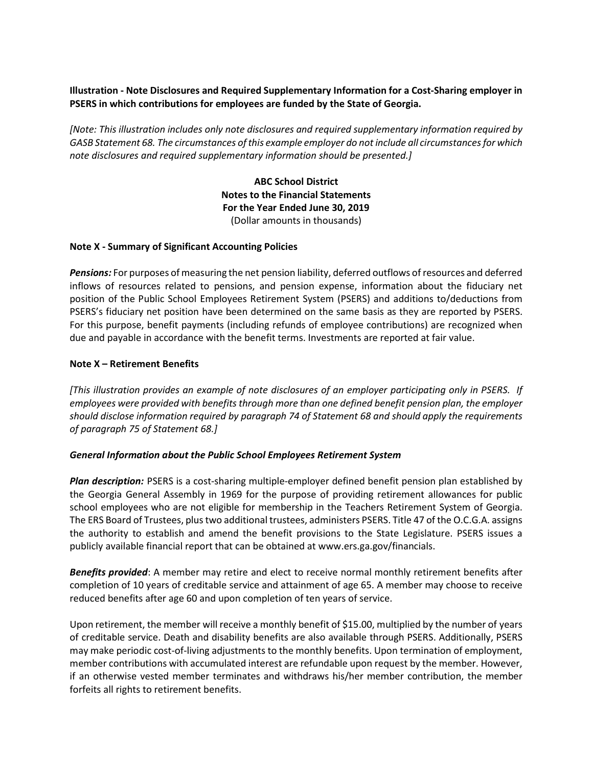**Illustration - Note Disclosures and Required Supplementary Information for a Cost-Sharing employer in PSERS in which contributions for employees are funded by the State of Georgia.**

*[Note: This illustration includes only note disclosures and required supplementary information required by GASB Statement 68. The circumstances of this example employer do not include all circumstances for which note disclosures and required supplementary information should be presented.]*

**ABC School District**
**Notes to the Financial Statements**
**For the Year Ended June 30, 2019**
(Dollar amounts in thousands)

**Note X - Summary of Significant Accounting Policies**

***Pensions:*** For purposes of measuring the net pension liability, deferred outflows of resources and deferred inflows of resources related to pensions, and pension expense, information about the fiduciary net position of the Public School Employees Retirement System (PSERS) and additions to/deductions from PSERS's fiduciary net position have been determined on the same basis as they are reported by PSERS. For this purpose, benefit payments (including refunds of employee contributions) are recognized when due and payable in accordance with the benefit terms. Investments are reported at fair value.

**Note X – Retirement Benefits**

*[This illustration provides an example of note disclosures of an employer participating only in PSERS. If employees were provided with benefits through more than one defined benefit pension plan, the employer should disclose information required by paragraph 74 of Statement 68 and should apply the requirements of paragraph 75 of Statement 68.]*

***General Information about the Public School Employees Retirement System***

***Plan description:*** PSERS is a cost-sharing multiple-employer defined benefit pension plan established by the Georgia General Assembly in 1969 for the purpose of providing retirement allowances for public school employees who are not eligible for membership in the Teachers Retirement System of Georgia. The ERS Board of Trustees, plus two additional trustees, administers PSERS. Title 47 of the O.C.G.A. assigns the authority to establish and amend the benefit provisions to the State Legislature. PSERS issues a publicly available financial report that can be obtained at www.ers.ga.gov/financials.

***Benefits provided***: A member may retire and elect to receive normal monthly retirement benefits after completion of 10 years of creditable service and attainment of age 65. A member may choose to receive reduced benefits after age 60 and upon completion of ten years of service.

Upon retirement, the member will receive a monthly benefit of $15.00, multiplied by the number of years of creditable service. Death and disability benefits are also available through PSERS. Additionally, PSERS may make periodic cost-of-living adjustments to the monthly benefits. Upon termination of employment, member contributions with accumulated interest are refundable upon request by the member. However, if an otherwise vested member terminates and withdraws his/her member contribution, the member forfeits all rights to retirement benefits.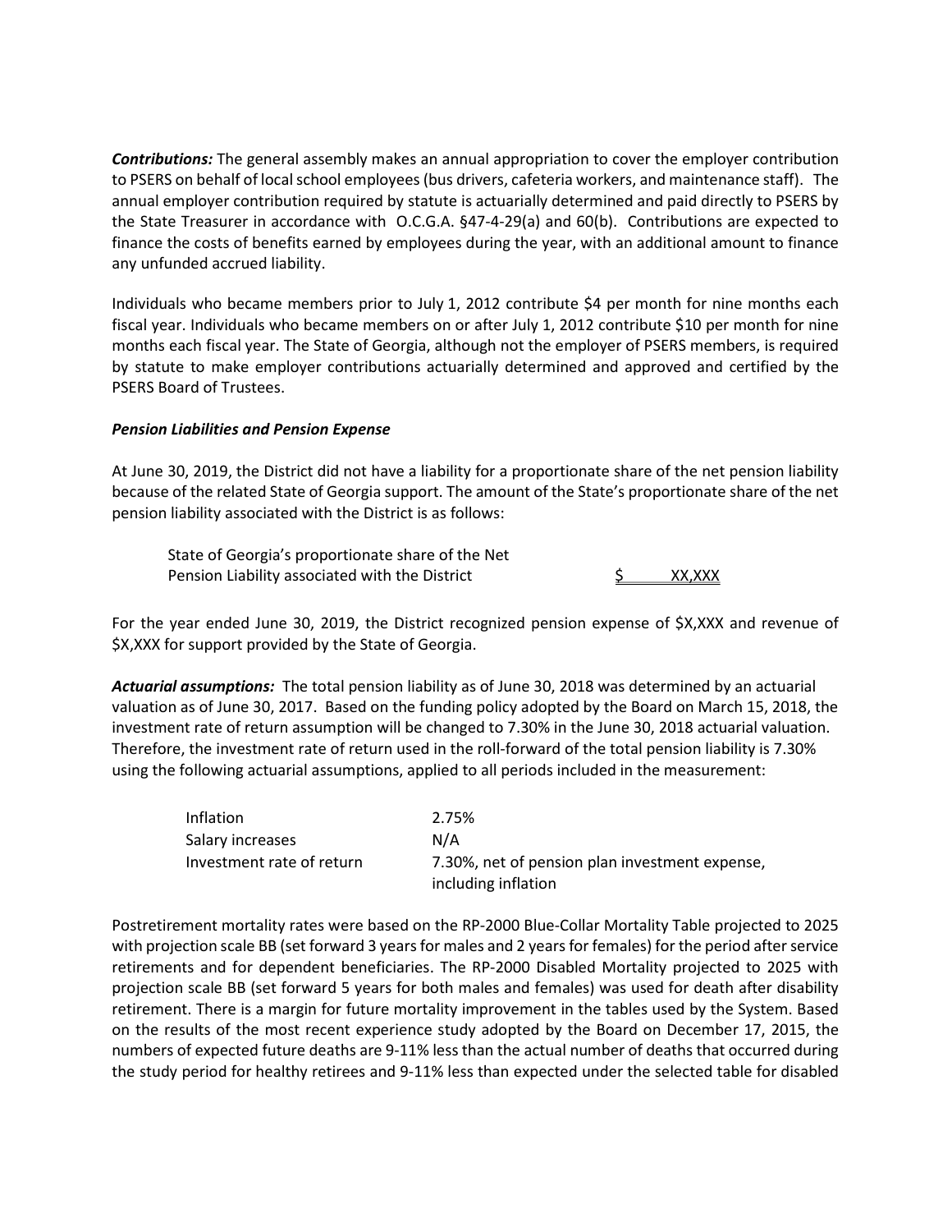***Contributions:*** The general assembly makes an annual appropriation to cover the employer contribution to PSERS on behalf of local school employees (bus drivers, cafeteria workers, and maintenance staff). The annual employer contribution required by statute is actuarially determined and paid directly to PSERS by the State Treasurer in accordance with O.C.G.A. §47-4-29(a) and 60(b). Contributions are expected to finance the costs of benefits earned by employees during the year, with an additional amount to finance any unfunded accrued liability.

Individuals who became members prior to July 1, 2012 contribute $4 per month for nine months each fiscal year. Individuals who became members on or after July 1, 2012 contribute $10 per month for nine months each fiscal year. The State of Georgia, although not the employer of PSERS members, is required by statute to make employer contributions actuarially determined and approved and certified by the PSERS Board of Trustees.

***Pension Liabilities and Pension Expense***

At June 30, 2019, the District did not have a liability for a proportionate share of the net pension liability because of the related State of Georgia support. The amount of the State's proportionate share of the net pension liability associated with the District is as follows:

| | |
|---|---|
| State of Georgia's proportionate share of the Net Pension Liability associated with the District | $ XX,XXX |

For the year ended June 30, 2019, the District recognized pension expense of $X,XXX and revenue of $X,XXX for support provided by the State of Georgia.

***Actuarial assumptions:*** The total pension liability as of June 30, 2018 was determined by an actuarial valuation as of June 30, 2017. Based on the funding policy adopted by the Board on March 15, 2018, the investment rate of return assumption will be changed to 7.30% in the June 30, 2018 actuarial valuation. Therefore, the investment rate of return used in the roll-forward of the total pension liability is 7.30% using the following actuarial assumptions, applied to all periods included in the measurement:

| | |
|---|---|
| Inflation | 2.75% |
| Salary increases | N/A |
| Investment rate of return | 7.30%, net of pension plan investment expense, including inflation |

Postretirement mortality rates were based on the RP-2000 Blue-Collar Mortality Table projected to 2025 with projection scale BB (set forward 3 years for males and 2 years for females) for the period after service retirements and for dependent beneficiaries. The RP-2000 Disabled Mortality projected to 2025 with projection scale BB (set forward 5 years for both males and females) was used for death after disability retirement. There is a margin for future mortality improvement in the tables used by the System. Based on the results of the most recent experience study adopted by the Board on December 17, 2015, the numbers of expected future deaths are 9-11% less than the actual number of deaths that occurred during the study period for healthy retirees and 9-11% less than expected under the selected table for disabled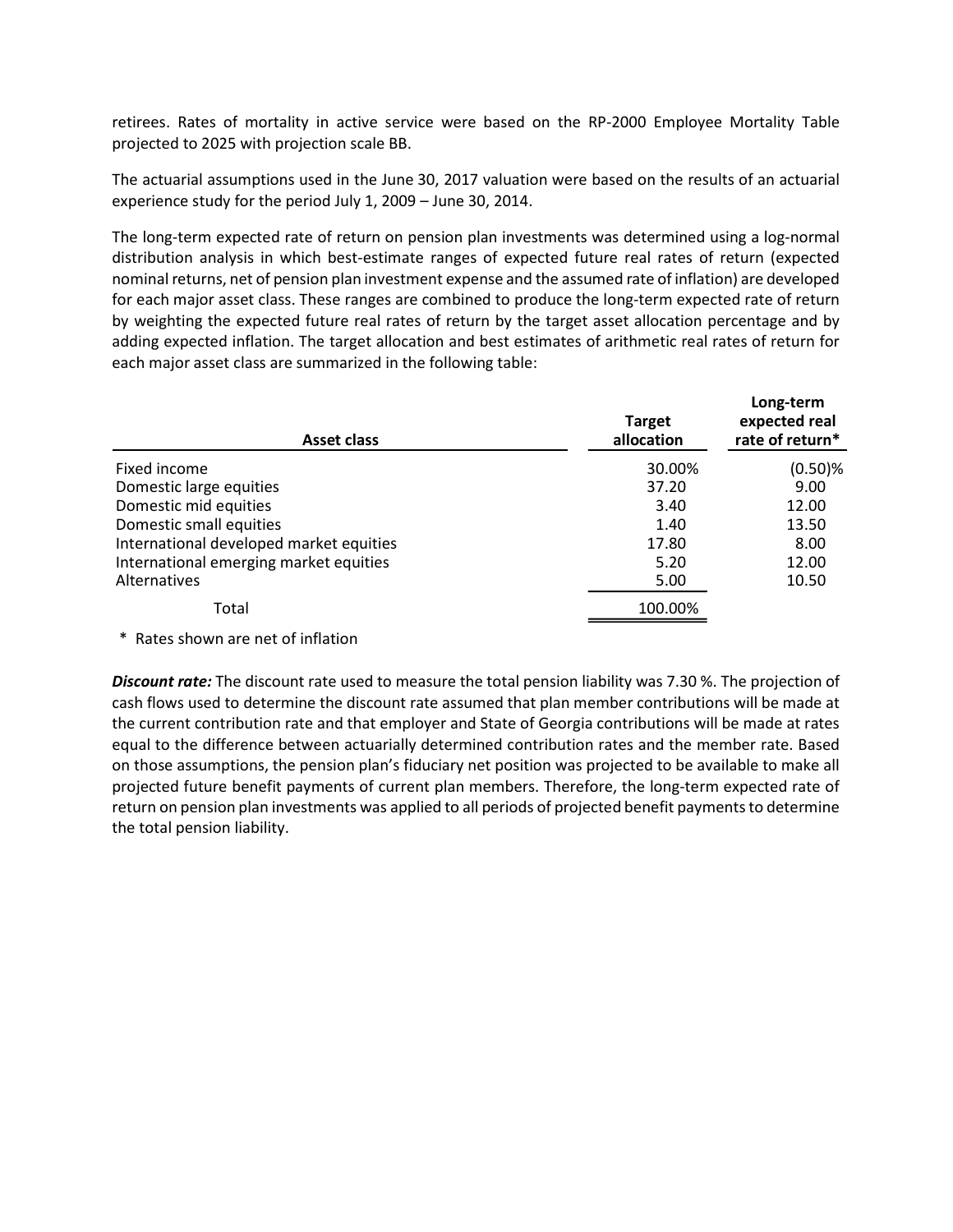retirees. Rates of mortality in active service were based on the RP-2000 Employee Mortality Table projected to 2025 with projection scale BB.

The actuarial assumptions used in the June 30, 2017 valuation were based on the results of an actuarial experience study for the period July 1, 2009 – June 30, 2014.

The long-term expected rate of return on pension plan investments was determined using a log-normal distribution analysis in which best-estimate ranges of expected future real rates of return (expected nominal returns, net of pension plan investment expense and the assumed rate of inflation) are developed for each major asset class. These ranges are combined to produce the long-term expected rate of return by weighting the expected future real rates of return by the target asset allocation percentage and by adding expected inflation. The target allocation and best estimates of arithmetic real rates of return for each major asset class are summarized in the following table:

| Asset class | Target allocation | Long-term expected real rate of return* |
|---|---|---|
| Fixed income | 30.00% | (0.50)% |
| Domestic large equities | 37.20 | 9.00 |
| Domestic mid equities | 3.40 | 12.00 |
| Domestic small equities | 1.40 | 13.50 |
| International developed market equities | 17.80 | 8.00 |
| International emerging market equities | 5.20 | 12.00 |
| Alternatives | 5.00 | 10.50 |
| Total | 100.00% | |

\* Rates shown are net of inflation

***Discount rate:*** The discount rate used to measure the total pension liability was 7.30 %. The projection of cash flows used to determine the discount rate assumed that plan member contributions will be made at the current contribution rate and that employer and State of Georgia contributions will be made at rates equal to the difference between actuarially determined contribution rates and the member rate. Based on those assumptions, the pension plan's fiduciary net position was projected to be available to make all projected future benefit payments of current plan members. Therefore, the long-term expected rate of return on pension plan investments was applied to all periods of projected benefit payments to determine the total pension liability.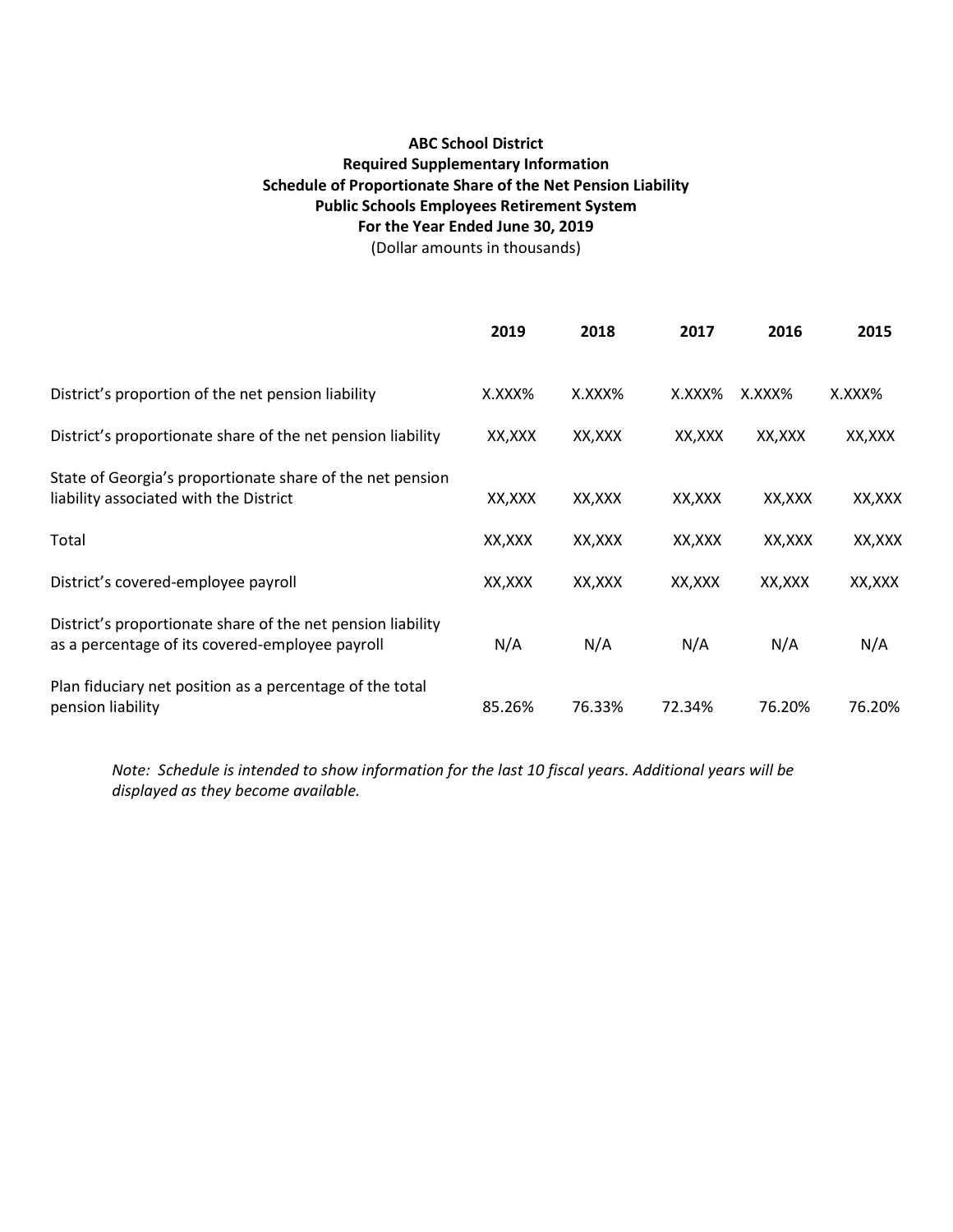**ABC School District**
**Required Supplementary Information**
**Schedule of Proportionate Share of the Net Pension Liability**
**Public Schools Employees Retirement System**
**For the Year Ended June 30, 2019**
(Dollar amounts in thousands)

| | **2019** | **2018** | **2017** | **2016** | **2015** |
|---|---|---|---|---|---|
| District's proportion of the net pension liability | X.XXX% | X.XXX% | X.XXX% | X.XXX% | X.XXX% |
| District's proportionate share of the net pension liability | XX,XXX | XX,XXX | XX,XXX | XX,XXX | XX,XXX |
| State of Georgia's proportionate share of the net pension liability associated with the District | XX,XXX | XX,XXX | XX,XXX | XX,XXX | XX,XXX |
| Total | XX,XXX | XX,XXX | XX,XXX | XX,XXX | XX,XXX |
| District's covered-employee payroll | XX,XXX | XX,XXX | XX,XXX | XX,XXX | XX,XXX |
| District's proportionate share of the net pension liability as a percentage of its covered-employee payroll | N/A | N/A | N/A | N/A | N/A |
| Plan fiduciary net position as a percentage of the total pension liability | 85.26% | 76.33% | 72.34% | 76.20% | 76.20% |

*Note: Schedule is intended to show information for the last 10 fiscal years. Additional years will be displayed as they become available.*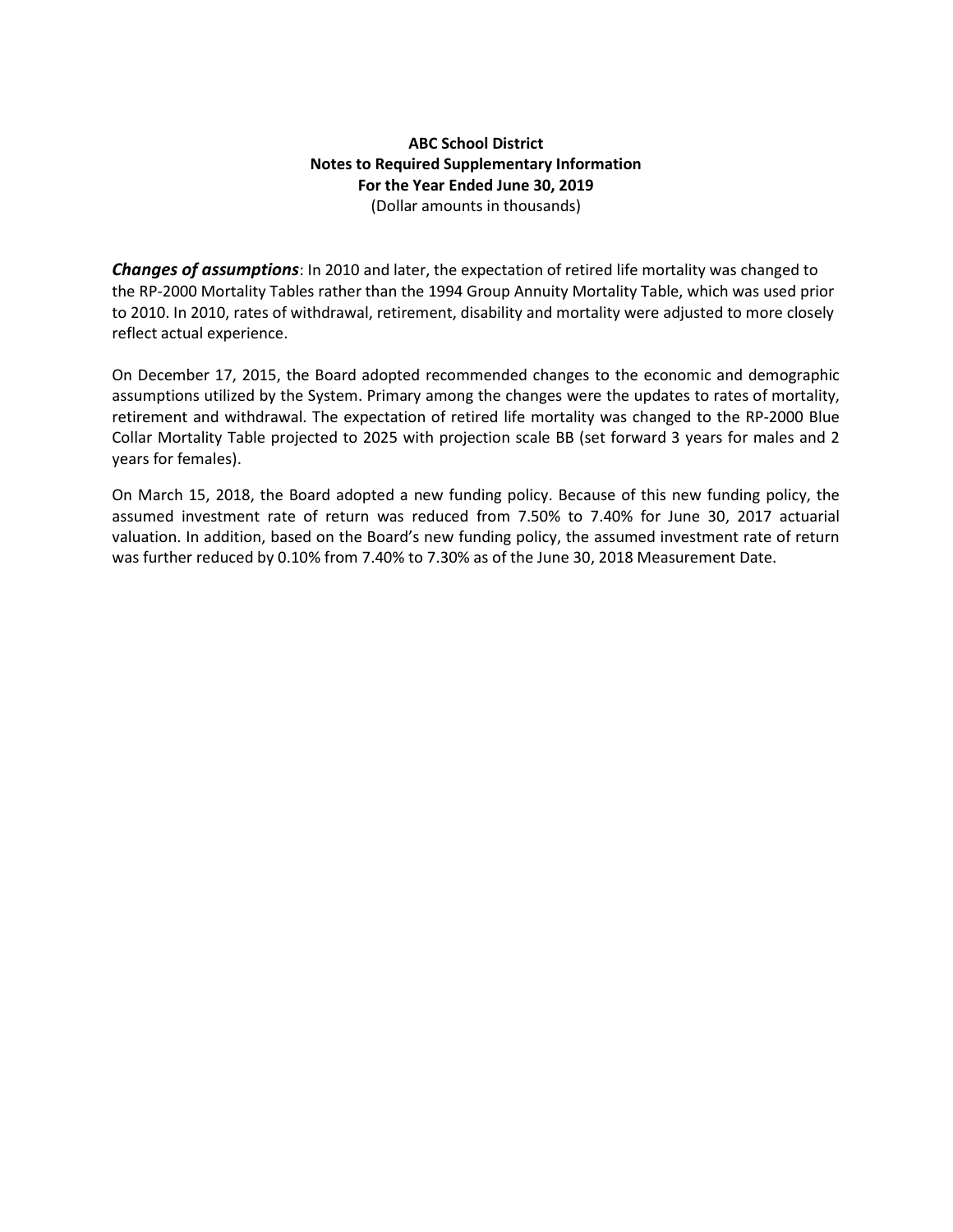**ABC School District**
**Notes to Required Supplementary Information**
**For the Year Ended June 30, 2019**
(Dollar amounts in thousands)

***Changes of assumptions***: In 2010 and later, the expectation of retired life mortality was changed to the RP-2000 Mortality Tables rather than the 1994 Group Annuity Mortality Table, which was used prior to 2010. In 2010, rates of withdrawal, retirement, disability and mortality were adjusted to more closely reflect actual experience.

On December 17, 2015, the Board adopted recommended changes to the economic and demographic assumptions utilized by the System. Primary among the changes were the updates to rates of mortality, retirement and withdrawal. The expectation of retired life mortality was changed to the RP-2000 Blue Collar Mortality Table projected to 2025 with projection scale BB (set forward 3 years for males and 2 years for females).

On March 15, 2018, the Board adopted a new funding policy. Because of this new funding policy, the assumed investment rate of return was reduced from 7.50% to 7.40% for June 30, 2017 actuarial valuation. In addition, based on the Board's new funding policy, the assumed investment rate of return was further reduced by 0.10% from 7.40% to 7.30% as of the June 30, 2018 Measurement Date.